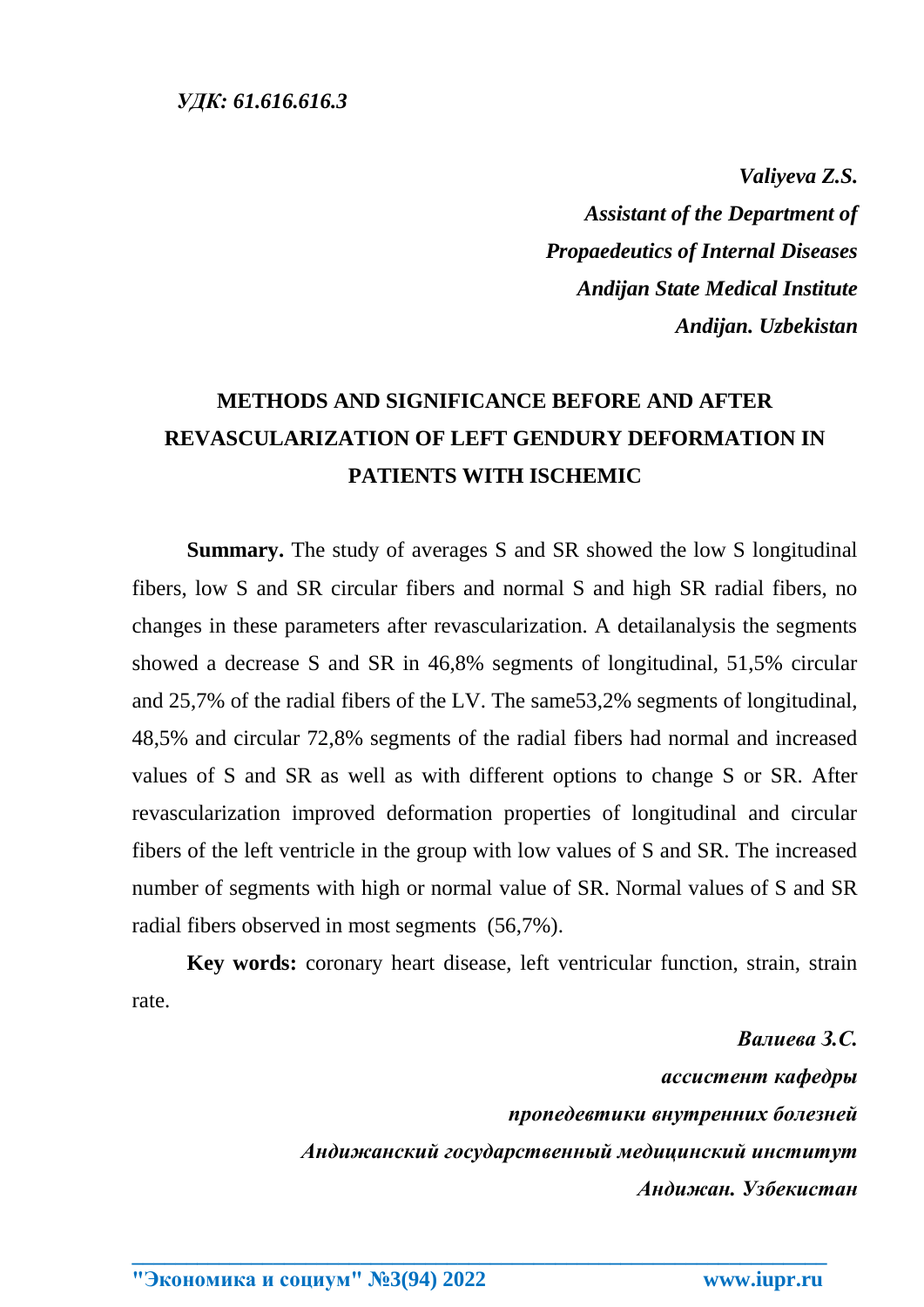***УДК: 61.616.616.3***

***Valiyeva Z.S.***
***Assistant of the Department of***
***Propaedeutics of Internal Diseases***
***Andijan State Medical Institute***
***Andijan. Uzbekistan***

# METHODS AND SIGNIFICANCE BEFORE AND AFTER REVASCULARIZATION OF LEFT GENDURY DEFORMATION IN PATIENTS WITH ISCHEMIC

**Summary.** The study of averages S and SR showed the low S longitudinal fibers, low S and SR circular fibers and normal S and high SR radial fibers, no changes in these parameters after revascularization. A detailanalysis the segments showed a decrease S and SR in 46,8% segments of longitudinal, 51,5% circular and 25,7% of the radial fibers of the LV. The same53,2% segments of longitudinal, 48,5% and circular 72,8% segments of the radial fibers had normal and increased values of S and SR as well as with different options to change S or SR. After revascularization improved deformation properties of longitudinal and circular fibers of the left ventricle in the group with low values of S and SR. The increased number of segments with high or normal value of SR. Normal values of S and SR radial fibers observed in most segments (56,7%).

**Key words:** coronary heart disease, left ventricular function, strain, strain rate.

***Валиева З.С.***
***ассистент кафедры***
***пропедевтики внутренних болезней***
***Андижанский государственный медицинский институт***
***Андижан. Узбекистан***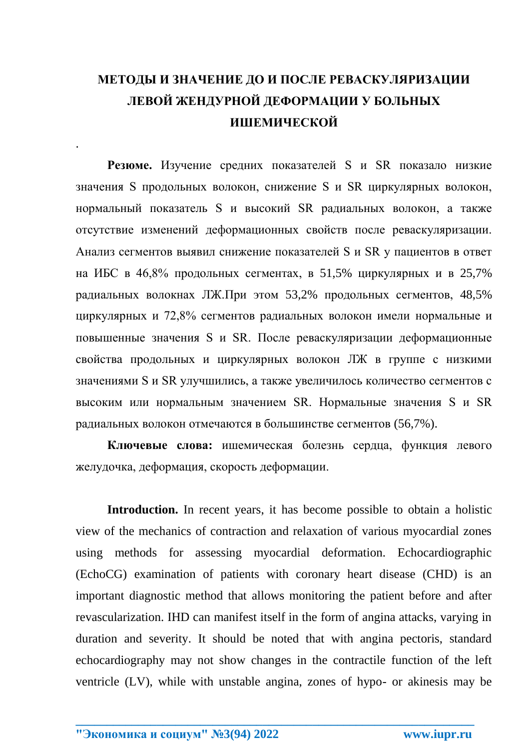# МЕТОДЫ И ЗНАЧЕНИЕ ДО И ПОСЛЕ РЕВАСКУЛЯРИЗАЦИИ ЛЕВОЙ ЖЕНДУРНОЙ ДЕФОРМАЦИИ У БОЛЬНЫХ ИШЕМИЧЕСКОЙ

.

**Резюме.** Изучение средних показателей S и SR показало низкие значения S продольных волокон, снижение S и SR циркулярных волокон, нормальный показатель S и высокий SR радиальных волокон, а также отсутствие изменений деформационных свойств после реваскуляризации. Анализ сегментов выявил снижение показателей S и SR у пациентов в ответ на ИБС в 46,8% продольных сегментах, в 51,5% циркулярных и в 25,7% радиальных волокнах ЛЖ.При этом 53,2% продольных сегментов, 48,5% циркулярных и 72,8% сегментов радиальных волокон имели нормальные и повышенные значения S и SR. После реваскуляризации деформационные свойства продольных и циркулярных волокон ЛЖ в группе с низкими значениями S и SR улучшились, а также увеличилось количество сегментов с высоким или нормальным значением SR. Нормальные значения S и SR радиальных волокон отмечаются в большинстве сегментов (56,7%).

**Ключевые слова:** ишемическая болезнь сердца, функция левого желудочка, деформация, скорость деформации.

**Introduction.** In recent years, it has become possible to obtain a holistic view of the mechanics of contraction and relaxation of various myocardial zones using methods for assessing myocardial deformation. Echocardiographic (EchoCG) examination of patients with coronary heart disease (CHD) is an important diagnostic method that allows monitoring the patient before and after revascularization. IHD can manifest itself in the form of angina attacks, varying in duration and severity. It should be noted that with angina pectoris, standard echocardiography may not show changes in the contractile function of the left ventricle (LV), while with unstable angina, zones of hypo- or akinesis may be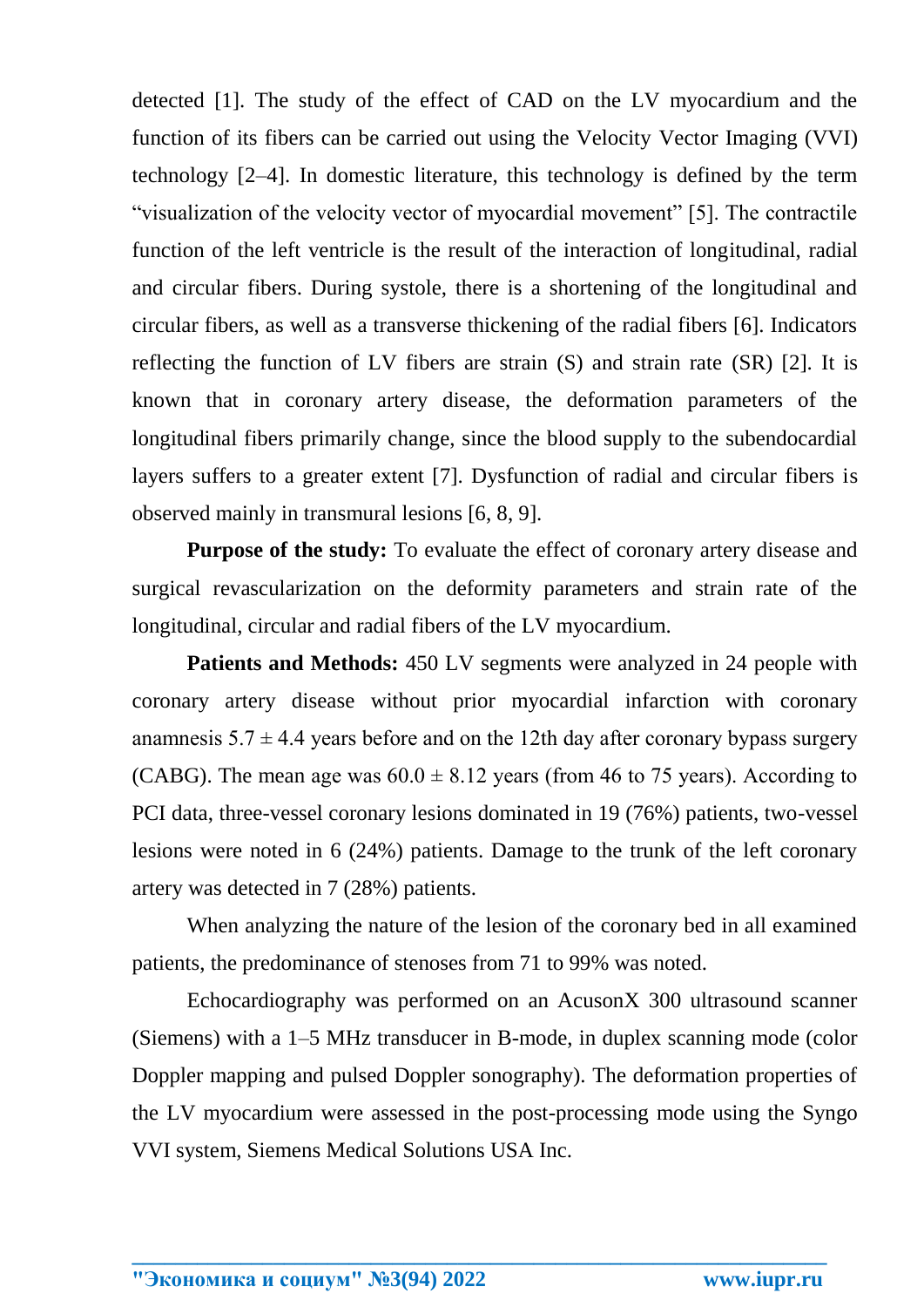detected [1]. The study of the effect of CAD on the LV myocardium and the function of its fibers can be carried out using the Velocity Vector Imaging (VVI) technology [2–4]. In domestic literature, this technology is defined by the term "visualization of the velocity vector of myocardial movement" [5]. The contractile function of the left ventricle is the result of the interaction of longitudinal, radial and circular fibers. During systole, there is a shortening of the longitudinal and circular fibers, as well as a transverse thickening of the radial fibers [6]. Indicators reflecting the function of LV fibers are strain (S) and strain rate (SR) [2]. It is known that in coronary artery disease, the deformation parameters of the longitudinal fibers primarily change, since the blood supply to the subendocardial layers suffers to a greater extent [7]. Dysfunction of radial and circular fibers is observed mainly in transmural lesions [6, 8, 9].

**Purpose of the study:** To evaluate the effect of coronary artery disease and surgical revascularization on the deformity parameters and strain rate of the longitudinal, circular and radial fibers of the LV myocardium.

**Patients and Methods:** 450 LV segments were analyzed in 24 people with coronary artery disease without prior myocardial infarction with coronary anamnesis $5.7 \pm 4.4$ years before and on the 12th day after coronary bypass surgery (CABG). The mean age was $60.0 \pm 8.12$ years (from 46 to 75 years). According to PCI data, three-vessel coronary lesions dominated in 19 (76%) patients, two-vessel lesions were noted in 6 (24%) patients. Damage to the trunk of the left coronary artery was detected in 7 (28%) patients.

When analyzing the nature of the lesion of the coronary bed in all examined patients, the predominance of stenoses from 71 to 99% was noted.

Echocardiography was performed on an AcusonX 300 ultrasound scanner (Siemens) with a 1–5 MHz transducer in B-mode, in duplex scanning mode (color Doppler mapping and pulsed Doppler sonography). The deformation properties of the LV myocardium were assessed in the post-processing mode using the Syngo VVI system, Siemens Medical Solutions USA Inc.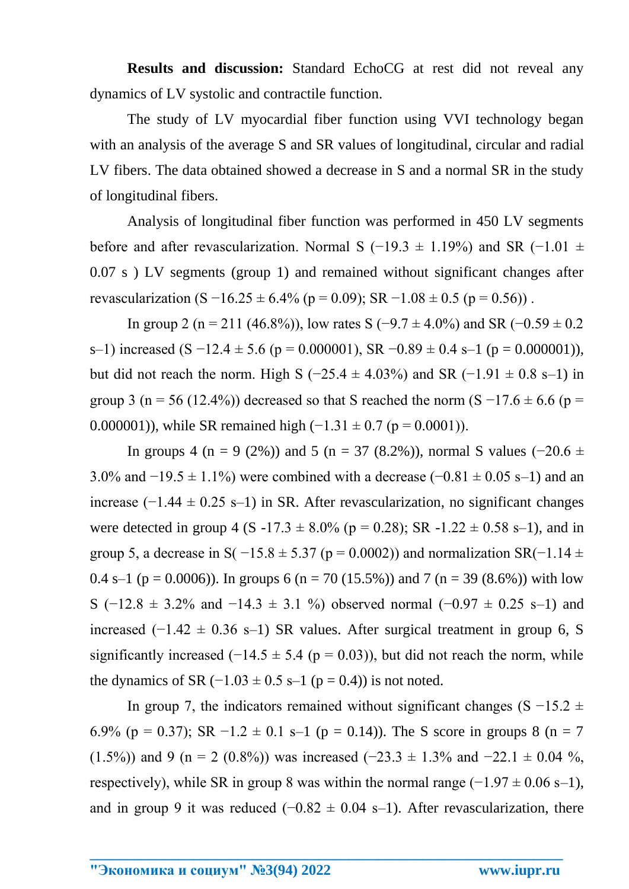**Results and discussion:** Standard EchoCG at rest did not reveal any dynamics of LV systolic and contractile function.

The study of LV myocardial fiber function using VVI technology began with an analysis of the average S and SR values of longitudinal, circular and radial LV fibers. The data obtained showed a decrease in S and a normal SR in the study of longitudinal fibers.

Analysis of longitudinal fiber function was performed in 450 LV segments before and after revascularization. Normal S (−19.3 ± 1.19%) and SR (−1.01 ± 0.07 s ) LV segments (group 1) and remained without significant changes after revascularization (S −16.25 ± 6.4% ($p = 0.09$); SR −1.08 ± 0.5 ($p = 0.56$)) .

In group 2 (n = 211 (46.8%)), low rates S (−9.7 ± 4.0%) and SR (−0.59 ± 0.2 s–1) increased (S −12.4 ± 5.6 ($p = 0.000001$), SR −0.89 ± 0.4 s–1 ($p = 0.000001$)), but did not reach the norm. High S (−25.4 ± 4.03%) and SR (−1.91 ± 0.8 s–1) in group 3 (n = 56 (12.4%)) decreased so that S reached the norm (S −17.6 ± 6.6 ($p = 0.000001$)), while SR remained high (−1.31 ± 0.7 ($p = 0.0001$)).

In groups 4 (n = 9 (2%)) and 5 (n = 37 (8.2%)), normal S values (−20.6 ± 3.0% and −19.5 ± 1.1%) were combined with a decrease (−0.81 ± 0.05 s–1) and an increase (−1.44 ± 0.25 s–1) in SR. After revascularization, no significant changes were detected in group 4 (S -17.3 ± 8.0% ($p = 0.28$); SR -1.22 ± 0.58 s–1), and in group 5, a decrease in S( −15.8 ± 5.37 ($p = 0.0002$)) and normalization SR(−1.14 ± 0.4 s–1 ($p = 0.0006$)). In groups 6 (n = 70 (15.5%)) and 7 (n = 39 (8.6%)) with low S (−12.8 ± 3.2% and −14.3 ± 3.1 %) observed normal (−0.97 ± 0.25 s–1) and increased (−1.42 ± 0.36 s–1) SR values. After surgical treatment in group 6, S significantly increased (−14.5 ± 5.4 ($p = 0.03$)), but did not reach the norm, while the dynamics of SR (−1.03 ± 0.5 s–1 ($p = 0.4$)) is not noted.

In group 7, the indicators remained without significant changes (S −15.2 ± 6.9% ($p = 0.37$); SR −1.2 ± 0.1 s–1 ($p = 0.14$)). The S score in groups 8 (n = 7 (1.5%)) and 9 (n = 2 (0.8%)) was increased (−23.3 ± 1.3% and −22.1 ± 0.04 %, respectively), while SR in group 8 was within the normal range (−1.97 ± 0.06 s–1), and in group 9 it was reduced (−0.82 ± 0.04 s–1). After revascularization, there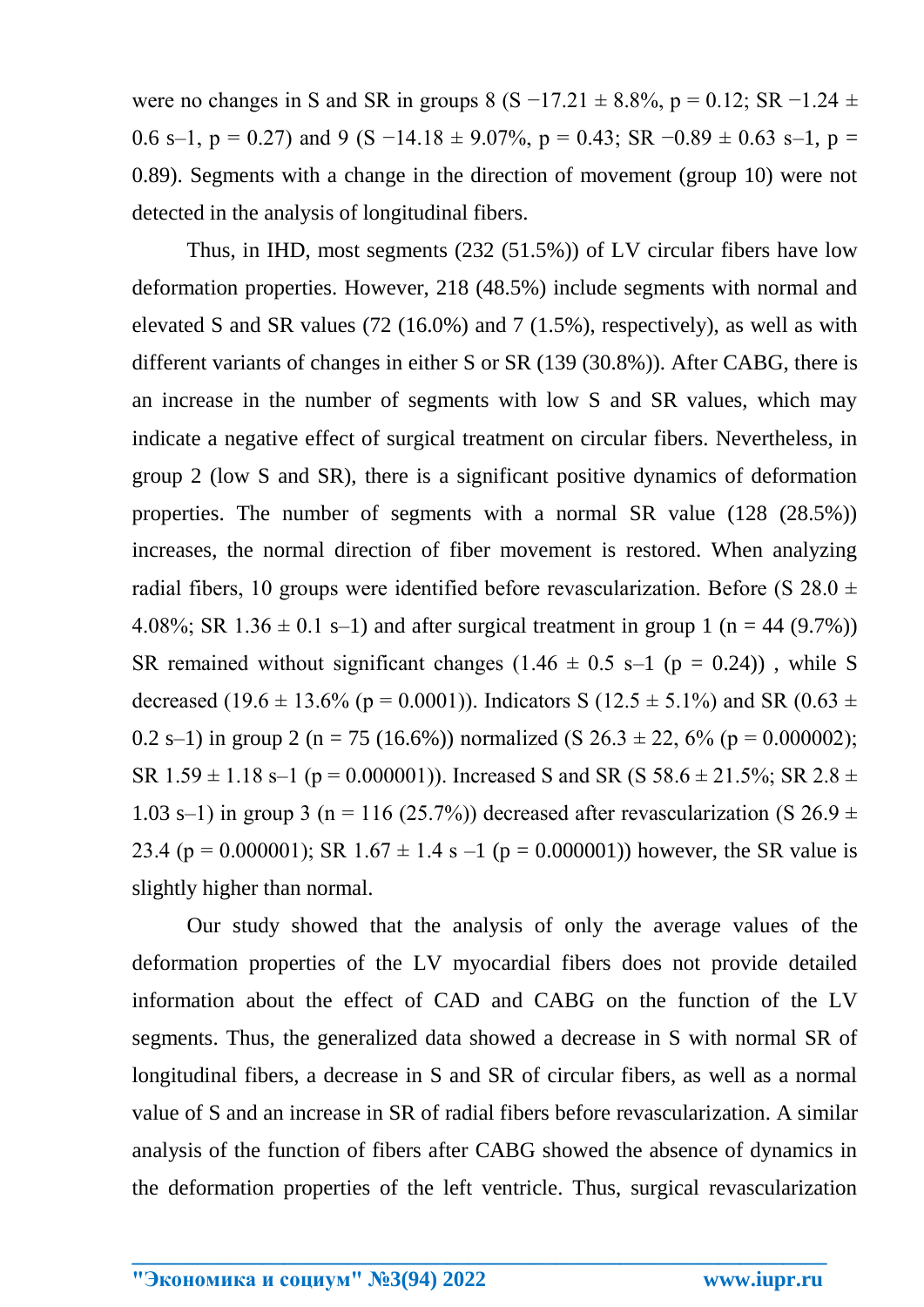were no changes in S and SR in groups 8 (S −17.21 ± 8.8%, $p = 0.12$; SR −1.24 ± 0.6 s–1, $p = 0.27$) and 9 (S −14.18 ± 9.07%, $p = 0.43$; SR −0.89 ± 0.63 s–1, $p = 0.89$). Segments with a change in the direction of movement (group 10) were not detected in the analysis of longitudinal fibers.

Thus, in IHD, most segments (232 (51.5%)) of LV circular fibers have low deformation properties. However, 218 (48.5%) include segments with normal and elevated S and SR values (72 (16.0%) and 7 (1.5%), respectively), as well as with different variants of changes in either S or SR (139 (30.8%)). After CABG, there is an increase in the number of segments with low S and SR values, which may indicate a negative effect of surgical treatment on circular fibers. Nevertheless, in group 2 (low S and SR), there is a significant positive dynamics of deformation properties. The number of segments with a normal SR value (128 (28.5%)) increases, the normal direction of fiber movement is restored. When analyzing radial fibers, 10 groups were identified before revascularization. Before (S 28.0 ± 4.08%; SR 1.36 ± 0.1 s–1) and after surgical treatment in group 1 (n = 44 (9.7%)) SR remained without significant changes (1.46 ± 0.5 s–1 ($p = 0.24$)) , while S decreased (19.6 ± 13.6% ($p = 0.0001$)). Indicators S (12.5 ± 5.1%) and SR (0.63 ± 0.2 s–1) in group 2 (n = 75 (16.6%)) normalized (S 26.3 ± 22, 6% ($p = 0.000002$); SR 1.59 ± 1.18 s–1 ($p = 0.000001$)). Increased S and SR (S 58.6 ± 21.5%; SR 2.8 ± 1.03 s–1) in group 3 (n = 116 (25.7%)) decreased after revascularization (S 26.9 ± 23.4 ($p = 0.000001$); SR 1.67 ± 1.4 s –1 ($p = 0.000001$)) however, the SR value is slightly higher than normal.

Our study showed that the analysis of only the average values of the deformation properties of the LV myocardial fibers does not provide detailed information about the effect of CAD and CABG on the function of the LV segments. Thus, the generalized data showed a decrease in S with normal SR of longitudinal fibers, a decrease in S and SR of circular fibers, as well as a normal value of S and an increase in SR of radial fibers before revascularization. A similar analysis of the function of fibers after CABG showed the absence of dynamics in the deformation properties of the left ventricle. Thus, surgical revascularization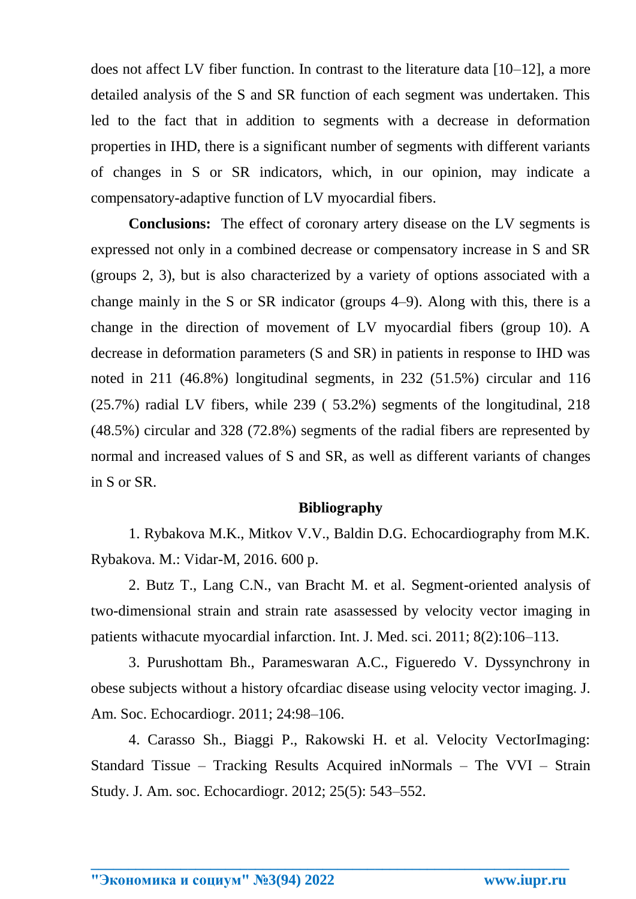does not affect LV fiber function. In contrast to the literature data [10–12], a more detailed analysis of the S and SR function of each segment was undertaken. This led to the fact that in addition to segments with a decrease in deformation properties in IHD, there is a significant number of segments with different variants of changes in S or SR indicators, which, in our opinion, may indicate a compensatory-adaptive function of LV myocardial fibers.

**Conclusions:** The effect of coronary artery disease on the LV segments is expressed not only in a combined decrease or compensatory increase in S and SR (groups 2, 3), but is also characterized by a variety of options associated with a change mainly in the S or SR indicator (groups 4–9). Along with this, there is a change in the direction of movement of LV myocardial fibers (group 10). A decrease in deformation parameters (S and SR) in patients in response to IHD was noted in 211 (46.8%) longitudinal segments, in 232 (51.5%) circular and 116 (25.7%) radial LV fibers, while 239 ( 53.2%) segments of the longitudinal, 218 (48.5%) circular and 328 (72.8%) segments of the radial fibers are represented by normal and increased values of S and SR, as well as different variants of changes in S or SR.

## Bibliography

1. Rybakova M.K., Mitkov V.V., Baldin D.G. Echocardiography from M.K. Rybakova. M.: Vidar-M, 2016. 600 p.

2. Butz T., Lang C.N., van Bracht M. et al. Segment-oriented analysis of two-dimensional strain and strain rate asassessed by velocity vector imaging in patients withacute myocardial infarction. Int. J. Med. sci. 2011; 8(2):106–113.

3. Purushottam Bh., Parameswaran A.C., Figueredo V. Dyssynchrony in obese subjects without a history ofcardiac disease using velocity vector imaging. J. Am. Soc. Echocardiogr. 2011; 24:98–106.

4. Carasso Sh., Biaggi P., Rakowski H. et al. Velocity VectorImaging: Standard Tissue – Tracking Results Acquired inNormals – The VVI – Strain Study. J. Am. soc. Echocardiogr. 2012; 25(5): 543–552.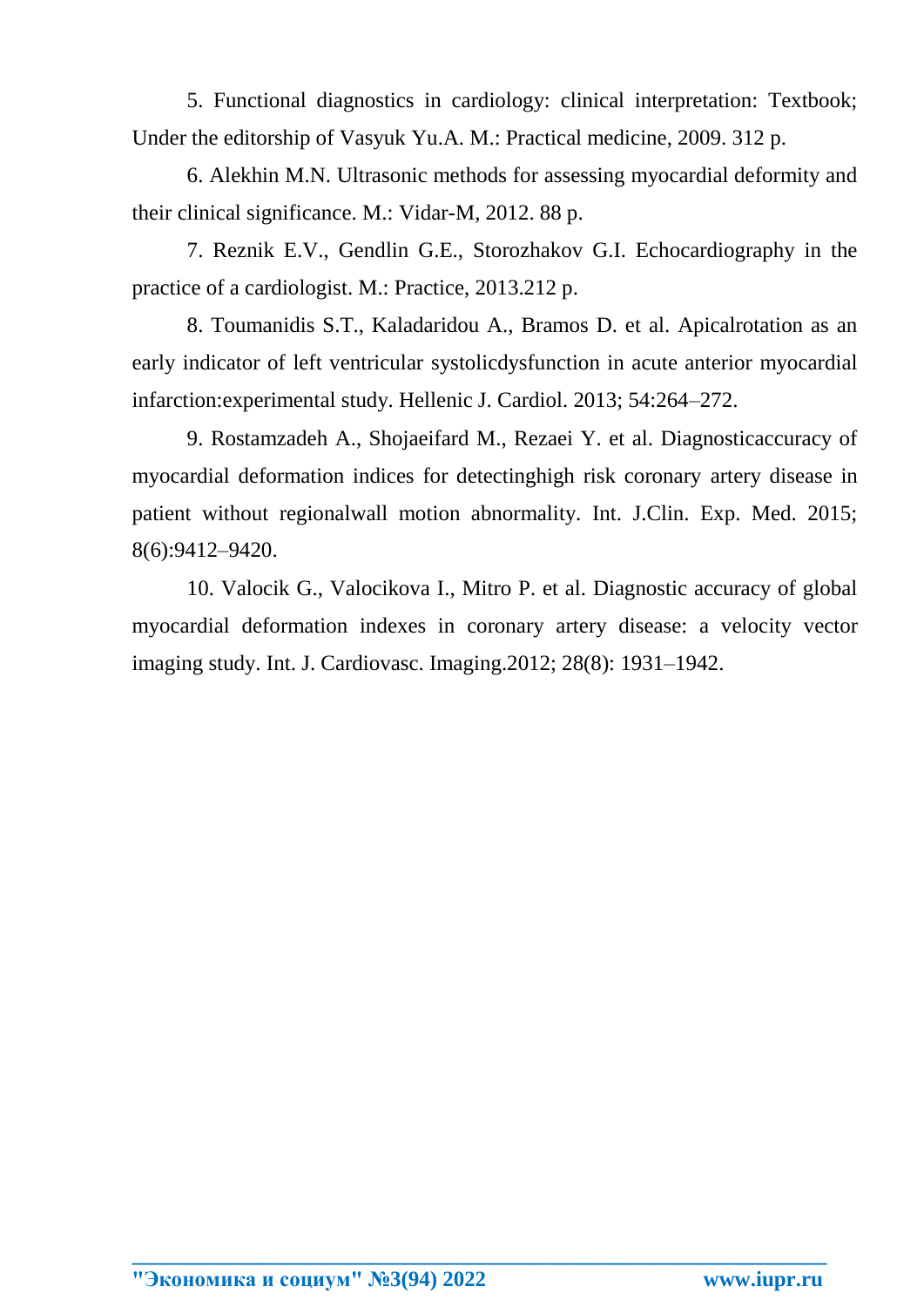5. Functional diagnostics in cardiology: clinical interpretation: Textbook; Under the editorship of Vasyuk Yu.A. M.: Practical medicine, 2009. 312 p.

6. Alekhin M.N. Ultrasonic methods for assessing myocardial deformity and their clinical significance. M.: Vidar-M, 2012. 88 p.

7. Reznik E.V., Gendlin G.E., Storozhakov G.I. Echocardiography in the practice of a cardiologist. M.: Practice, 2013.212 p.

8. Toumanidis S.T., Kaladaridou A., Bramos D. et al. Apicalrotation as an early indicator of left ventricular systolicdysfunction in acute anterior myocardial infarction:experimental study. Hellenic J. Cardiol. 2013; 54:264–272.

9. Rostamzadeh A., Shojaeifard M., Rezaei Y. et al. Diagnosticaccuracy of myocardial deformation indices for detectinghigh risk coronary artery disease in patient without regionalwall motion abnormality. Int. J.Clin. Exp. Med. 2015; 8(6):9412–9420.

10. Valocik G., Valocikova I., Mitro P. et al. Diagnostic accuracy of global myocardial deformation indexes in coronary artery disease: a velocity vector imaging study. Int. J. Cardiovasc. Imaging.2012; 28(8): 1931–1942.